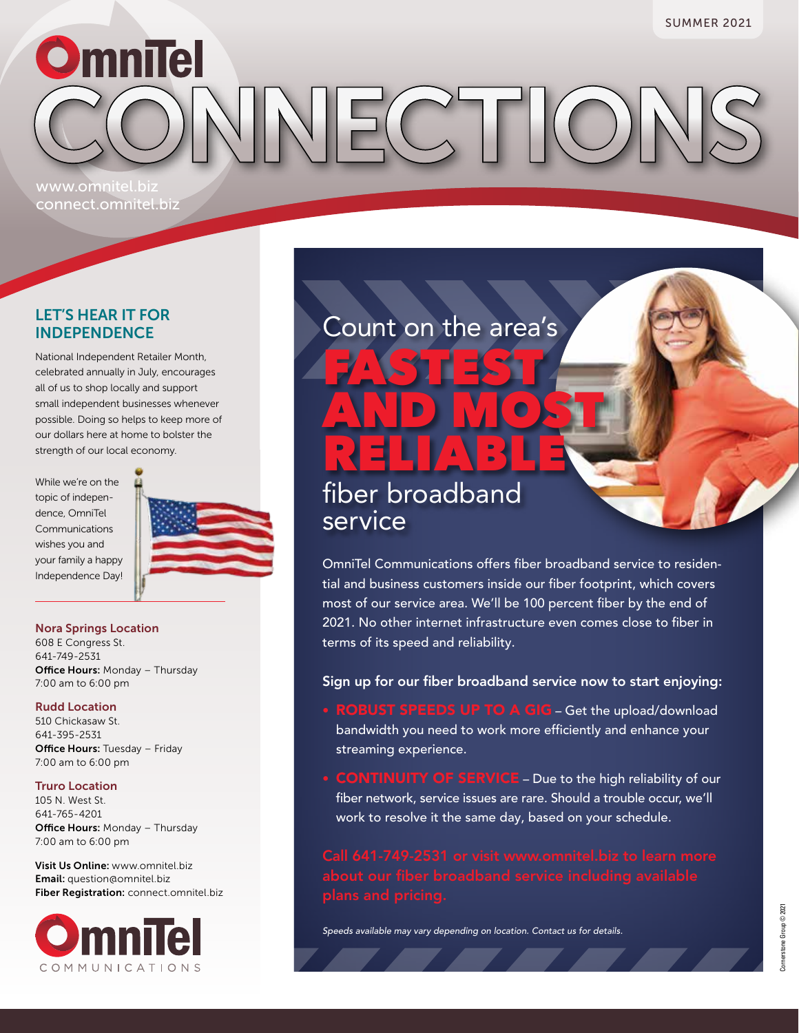SUMMER 2021

# OmniTel CONNECTIONS

www.omnitel.biz
connect.omnitel.biz

## LET'S HEAR IT FOR INDEPENDENCE

National Independent Retailer Month, celebrated annually in July, encourages all of us to shop locally and support small independent businesses whenever possible. Doing so helps to keep more of our dollars here at home to bolster the strength of our local economy.

While we're on the topic of independence, OmniTel Communications wishes you and your family a happy Independence Day!

**Nora Springs Location**
608 E Congress St.
641-749-2531
**Office Hours:** Monday – Thursday
7:00 am to 6:00 pm

**Rudd Location**
510 Chickasaw St.
641-395-2531
**Office Hours:** Tuesday – Friday
7:00 am to 6:00 pm

**Truro Location**
105 N. West St.
641-765-4201
**Office Hours:** Monday – Thursday
7:00 am to 6:00 pm

**Visit Us Online:** www.omnitel.biz
**Email:** question@omnitel.biz
**Fiber Registration:** connect.omnitel.biz

OmniTel COMMUNICATIONS

# Count on the area's FASTEST AND MOST RELIABLE fiber broadband service

OmniTel Communications offers fiber broadband service to residential and business customers inside our fiber footprint, which covers most of our service area. We'll be 100 percent fiber by the end of 2021. No other internet infrastructure even comes close to fiber in terms of its speed and reliability.

**Sign up for our fiber broadband service now to start enjoying:**

- **ROBUST SPEEDS UP TO A GIG** – Get the upload/download bandwidth you need to work more efficiently and enhance your streaming experience.
- **CONTINUITY OF SERVICE** – Due to the high reliability of our fiber network, service issues are rare. Should a trouble occur, we'll work to resolve it the same day, based on your schedule.

**Call 641-749-2531 or visit www.omnitel.biz to learn more about our fiber broadband service including available plans and pricing.**

*Speeds available may vary depending on location. Contact us for details.*

Cornerstone Group © 2021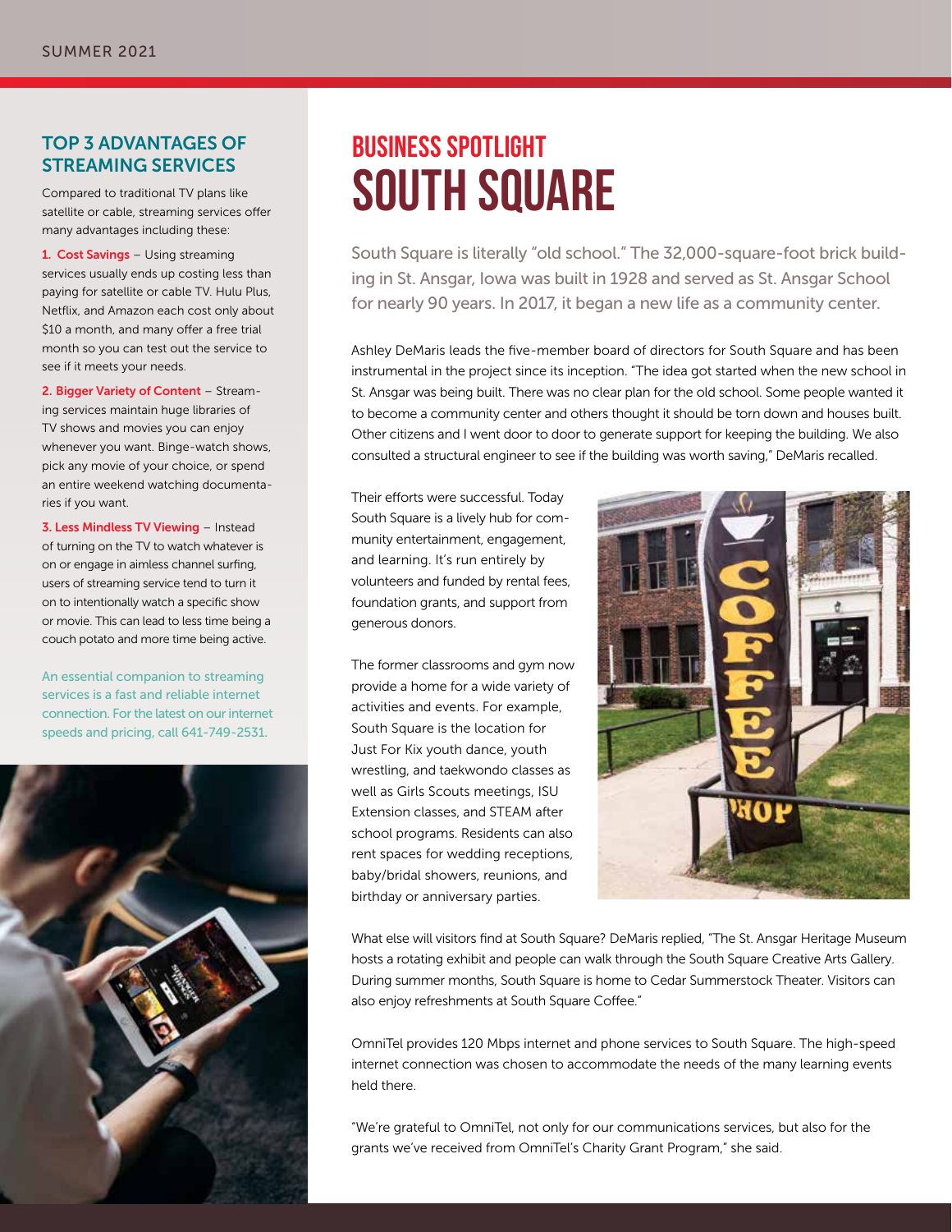## TOP 3 ADVANTAGES OF STREAMING SERVICES

Compared to traditional TV plans like satellite or cable, streaming services offer many advantages including these:

**1. Cost Savings** – Using streaming services usually ends up costing less than paying for satellite or cable TV. Hulu Plus, Netflix, and Amazon each cost only about $10 a month, and many offer a free trial month so you can test out the service to see if it meets your needs.

**2. Bigger Variety of Content** – Streaming services maintain huge libraries of TV shows and movies you can enjoy whenever you want. Binge-watch shows, pick any movie of your choice, or spend an entire weekend watching documentaries if you want.

**3. Less Mindless TV Viewing** – Instead of turning on the TV to watch whatever is on or engage in aimless channel surfing, users of streaming service tend to turn it on to intentionally watch a specific show or movie. This can lead to less time being a couch potato and more time being active.

An essential companion to streaming services is a fast and reliable internet connection. For the latest on our internet speeds and pricing, call 641-749-2531.

## BUSINESS SPOTLIGHT

# SOUTH SQUARE

South Square is literally "old school." The 32,000-square-foot brick building in St. Ansgar, Iowa was built in 1928 and served as St. Ansgar School for nearly 90 years. In 2017, it began a new life as a community center.

Ashley DeMaris leads the five-member board of directors for South Square and has been instrumental in the project since its inception. "The idea got started when the new school in St. Ansgar was being built. There was no clear plan for the old school. Some people wanted it to become a community center and others thought it should be torn down and houses built. Other citizens and I went door to door to generate support for keeping the building. We also consulted a structural engineer to see if the building was worth saving," DeMaris recalled.

Their efforts were successful. Today South Square is a lively hub for community entertainment, engagement, and learning. It's run entirely by volunteers and funded by rental fees, foundation grants, and support from generous donors.

The former classrooms and gym now provide a home for a wide variety of activities and events. For example, South Square is the location for Just For Kix youth dance, youth wrestling, and taekwondo classes as well as Girls Scouts meetings, ISU Extension classes, and STEAM after school programs. Residents can also rent spaces for wedding receptions, baby/bridal showers, reunions, and birthday or anniversary parties.

What else will visitors find at South Square? DeMaris replied, "The St. Ansgar Heritage Museum hosts a rotating exhibit and people can walk through the South Square Creative Arts Gallery. During summer months, South Square is home to Cedar Summerstock Theater. Visitors can also enjoy refreshments at South Square Coffee."

OmniTel provides 120 Mbps internet and phone services to South Square. The high-speed internet connection was chosen to accommodate the needs of the many learning events held there.

"We're grateful to OmniTel, not only for our communications services, but also for the grants we've received from OmniTel's Charity Grant Program," she said.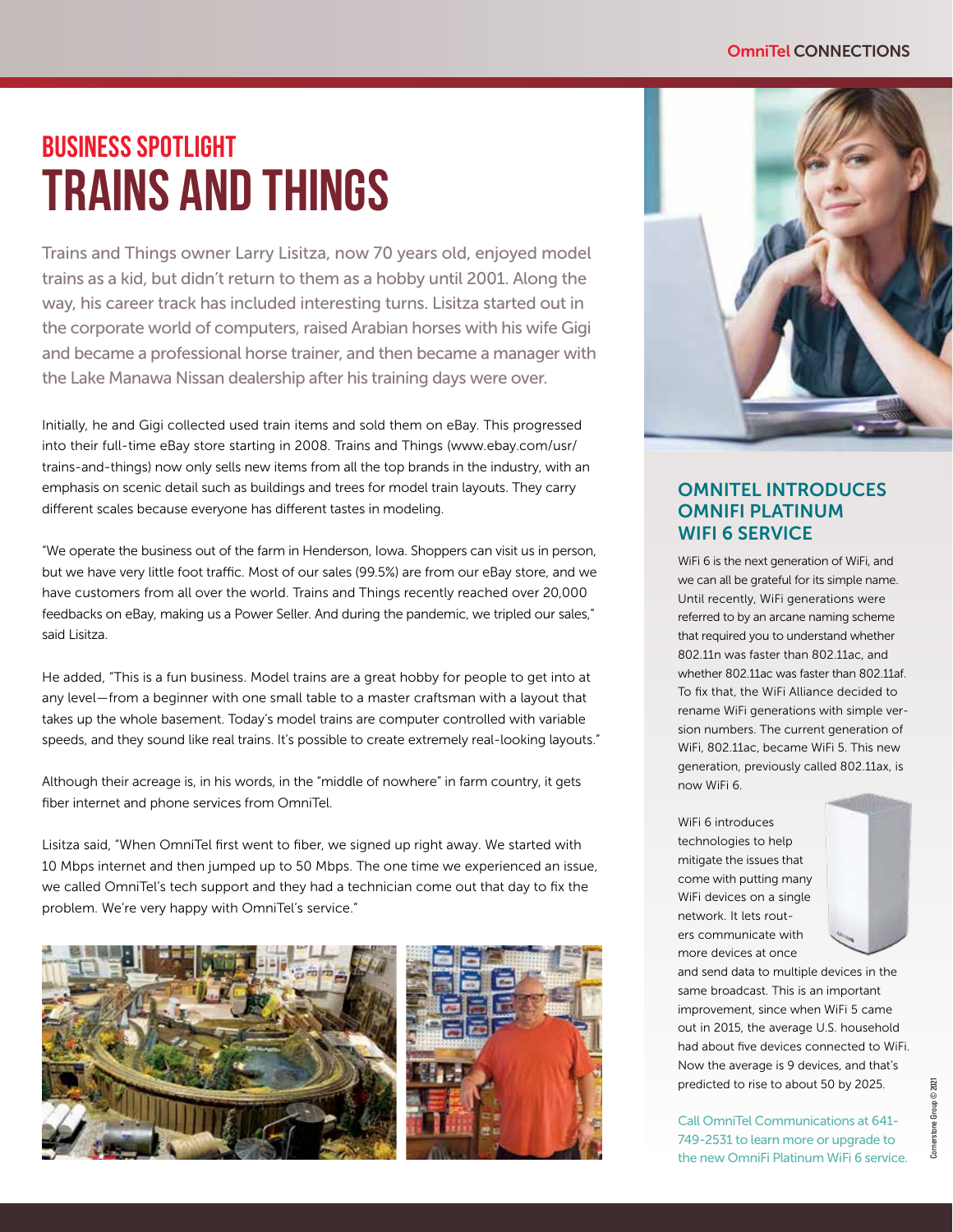# BUSINESS SPOTLIGHT
# TRAINS AND THINGS

Trains and Things owner Larry Lisitza, now 70 years old, enjoyed model trains as a kid, but didn't return to them as a hobby until 2001. Along the way, his career track has included interesting turns. Lisitza started out in the corporate world of computers, raised Arabian horses with his wife Gigi and became a professional horse trainer, and then became a manager with the Lake Manawa Nissan dealership after his training days were over.

Initially, he and Gigi collected used train items and sold them on eBay. This progressed into their full-time eBay store starting in 2008. Trains and Things (www.ebay.com/usr/trains-and-things) now only sells new items from all the top brands in the industry, with an emphasis on scenic detail such as buildings and trees for model train layouts. They carry different scales because everyone has different tastes in modeling.

"We operate the business out of the farm in Henderson, Iowa. Shoppers can visit us in person, but we have very little foot traffic. Most of our sales (99.5%) are from our eBay store, and we have customers from all over the world. Trains and Things recently reached over 20,000 feedbacks on eBay, making us a Power Seller. And during the pandemic, we tripled our sales," said Lisitza.

He added, "This is a fun business. Model trains are a great hobby for people to get into at any level—from a beginner with one small table to a master craftsman with a layout that takes up the whole basement. Today's model trains are computer controlled with variable speeds, and they sound like real trains. It's possible to create extremely real-looking layouts."

Although their acreage is, in his words, in the "middle of nowhere" in farm country, it gets fiber internet and phone services from OmniTel.

Lisitza said, "When OmniTel first went to fiber, we signed up right away. We started with 10 Mbps internet and then jumped up to 50 Mbps. The one time we experienced an issue, we called OmniTel's tech support and they had a technician come out that day to fix the problem. We're very happy with OmniTel's service."

## OMNITEL INTRODUCES OMNIFI PLATINUM WIFI 6 SERVICE

WiFi 6 is the next generation of WiFi, and we can all be grateful for its simple name. Until recently, WiFi generations were referred to by an arcane naming scheme that required you to understand whether 802.11n was faster than 802.11ac, and whether 802.11ac was faster than 802.11af. To fix that, the WiFi Alliance decided to rename WiFi generations with simple version numbers. The current generation of WiFi, 802.11ac, became WiFi 5. This new generation, previously called 802.11ax, is now WiFi 6.

WiFi 6 introduces technologies to help mitigate the issues that come with putting many WiFi devices on a single network. It lets routers communicate with more devices at once and send data to multiple devices in the same broadcast. This is an important improvement, since when WiFi 5 came out in 2015, the average U.S. household had about five devices connected to WiFi. Now the average is 9 devices, and that's predicted to rise to about 50 by 2025.

Call OmniTel Communications at 641-749-2531 to learn more or upgrade to the new OmniFi Platinum WiFi 6 service.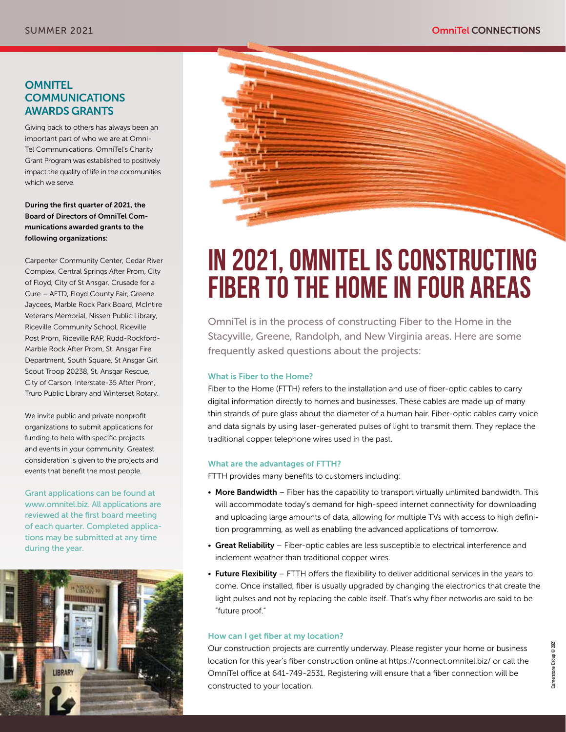## OMNITEL COMMUNICATIONS AWARDS GRANTS

Giving back to others has always been an important part of who we are at OmniTel Communications. OmniTel's Charity Grant Program was established to positively impact the quality of life in the communities which we serve.

**During the first quarter of 2021, the Board of Directors of OmniTel Communications awarded grants to the following organizations:**

Carpenter Community Center, Cedar River Complex, Central Springs After Prom, City of Floyd, City of St Ansgar, Crusade for a Cure – AFTD, Floyd County Fair, Greene Jaycees, Marble Rock Park Board, McIntire Veterans Memorial, Nissen Public Library, Riceville Community School, Riceville Post Prom, Riceville RAP, Rudd-Rockford-Marble Rock After Prom, St. Ansgar Fire Department, South Square, St Ansgar Girl Scout Troop 20238, St. Ansgar Rescue, City of Carson, Interstate-35 After Prom, Truro Public Library and Winterset Rotary.

We invite public and private nonprofit organizations to submit applications for funding to help with specific projects and events in your community. Greatest consideration is given to the projects and events that benefit the most people.

Grant applications can be found at www.omnitel.biz. All applications are reviewed at the first board meeting of each quarter. Completed applications may be submitted at any time during the year.

# IN 2021, OMNITEL IS CONSTRUCTING FIBER TO THE HOME IN FOUR AREAS

OmniTel is in the process of constructing Fiber to the Home in the Stacyville, Greene, Randolph, and New Virginia areas. Here are some frequently asked questions about the projects:

### What is Fiber to the Home?

Fiber to the Home (FTTH) refers to the installation and use of fiber-optic cables to carry digital information directly to homes and businesses. These cables are made up of many thin strands of pure glass about the diameter of a human hair. Fiber-optic cables carry voice and data signals by using laser-generated pulses of light to transmit them. They replace the traditional copper telephone wires used in the past.

### What are the advantages of FTTH?

FTTH provides many benefits to customers including:

- **More Bandwidth** – Fiber has the capability to transport virtually unlimited bandwidth. This will accommodate today's demand for high-speed internet connectivity for downloading and uploading large amounts of data, allowing for multiple TVs with access to high definition programming, as well as enabling the advanced applications of tomorrow.
- **Great Reliability** – Fiber-optic cables are less susceptible to electrical interference and inclement weather than traditional copper wires.
- **Future Flexibility** – FTTH offers the flexibility to deliver additional services in the years to come. Once installed, fiber is usually upgraded by changing the electronics that create the light pulses and not by replacing the cable itself. That's why fiber networks are said to be "future proof."

### How can I get fiber at my location?

Our construction projects are currently underway. Please register your home or business location for this year's fiber construction online at https://connect.omnitel.biz/ or call the OmniTel office at 641-749-2531. Registering will ensure that a fiber connection will be constructed to your location.

Cornerstone Group © 2021